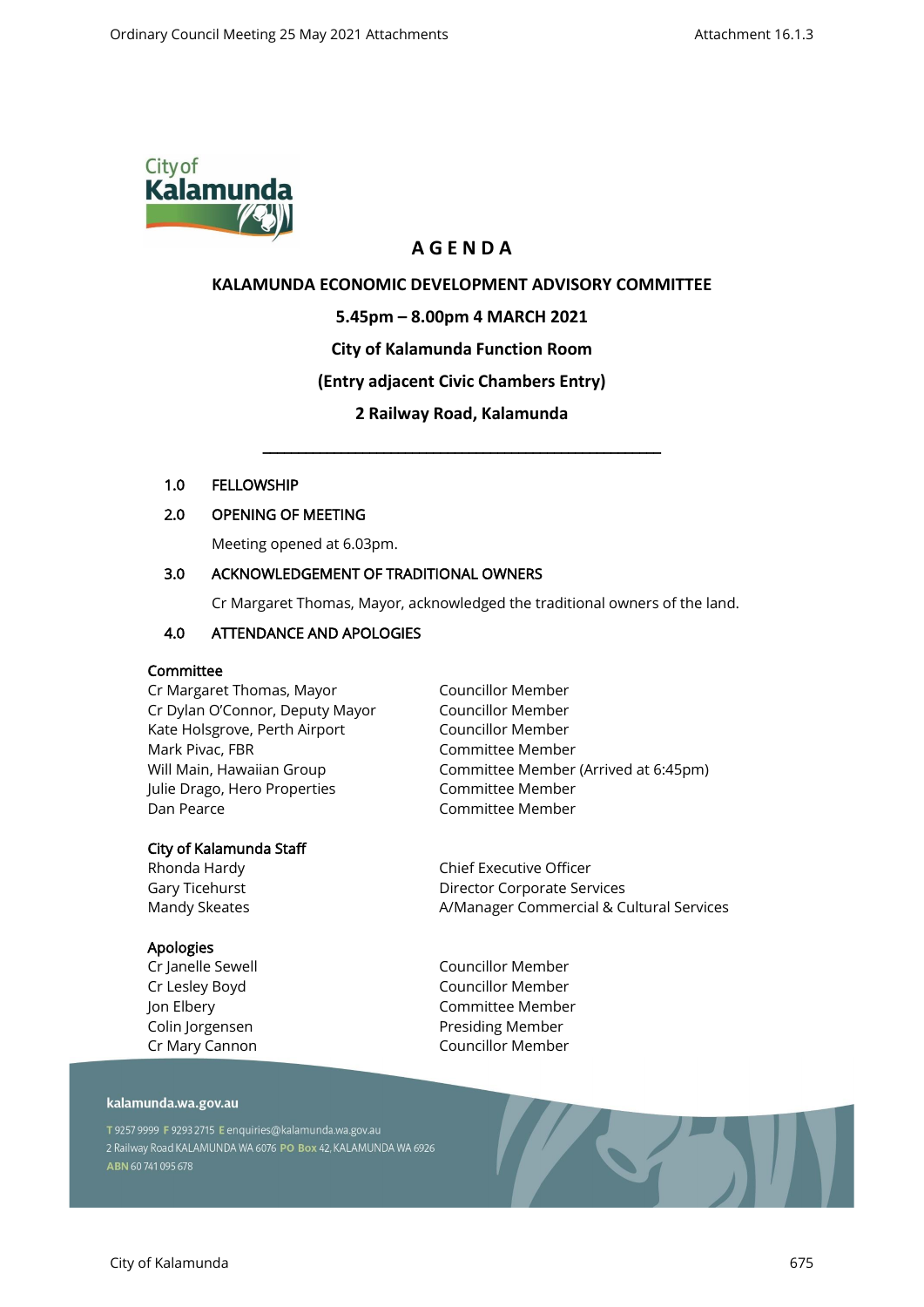# AGENDA

## KALAMUNDA ECONOMIC DEVELOPMENT ADVISORY COMMITTEE

**5.45pm – 8.00pm 4 MARCH 2021**

**City of Kalamunda Function Room**

**(Entry adjacent Civic Chambers Entry)**

**2 Railway Road, Kalamunda**

---

### 1.0 FELLOWSHIP

### 2.0 OPENING OF MEETING

Meeting opened at 6.03pm.

### 3.0 ACKNOWLEDGEMENT OF TRADITIONAL OWNERS

Cr Margaret Thomas, Mayor, acknowledged the traditional owners of the land.

### 4.0 ATTENDANCE AND APOLOGIES

**Committee**

| | |
|---|---|
| Cr Margaret Thomas, Mayor | Councillor Member |
| Cr Dylan O'Connor, Deputy Mayor | Councillor Member |
| Kate Holsgrove, Perth Airport | Councillor Member |
| Mark Pivac, FBR | Committee Member |
| Will Main, Hawaiian Group | Committee Member (Arrived at 6:45pm) |
| Julie Drago, Hero Properties | Committee Member |
| Dan Pearce | Committee Member |

**City of Kalamunda Staff**

| | |
|---|---|
| Rhonda Hardy | Chief Executive Officer |
| Gary Ticehurst | Director Corporate Services |
| Mandy Skeates | A/Manager Commercial & Cultural Services |

**Apologies**

| | |
|---|---|
| Cr Janelle Sewell | Councillor Member |
| Cr Lesley Boyd | Councillor Member |
| Jon Elbery | Committee Member |
| Colin Jorgensen | Presiding Member |
| Cr Mary Cannon | Councillor Member |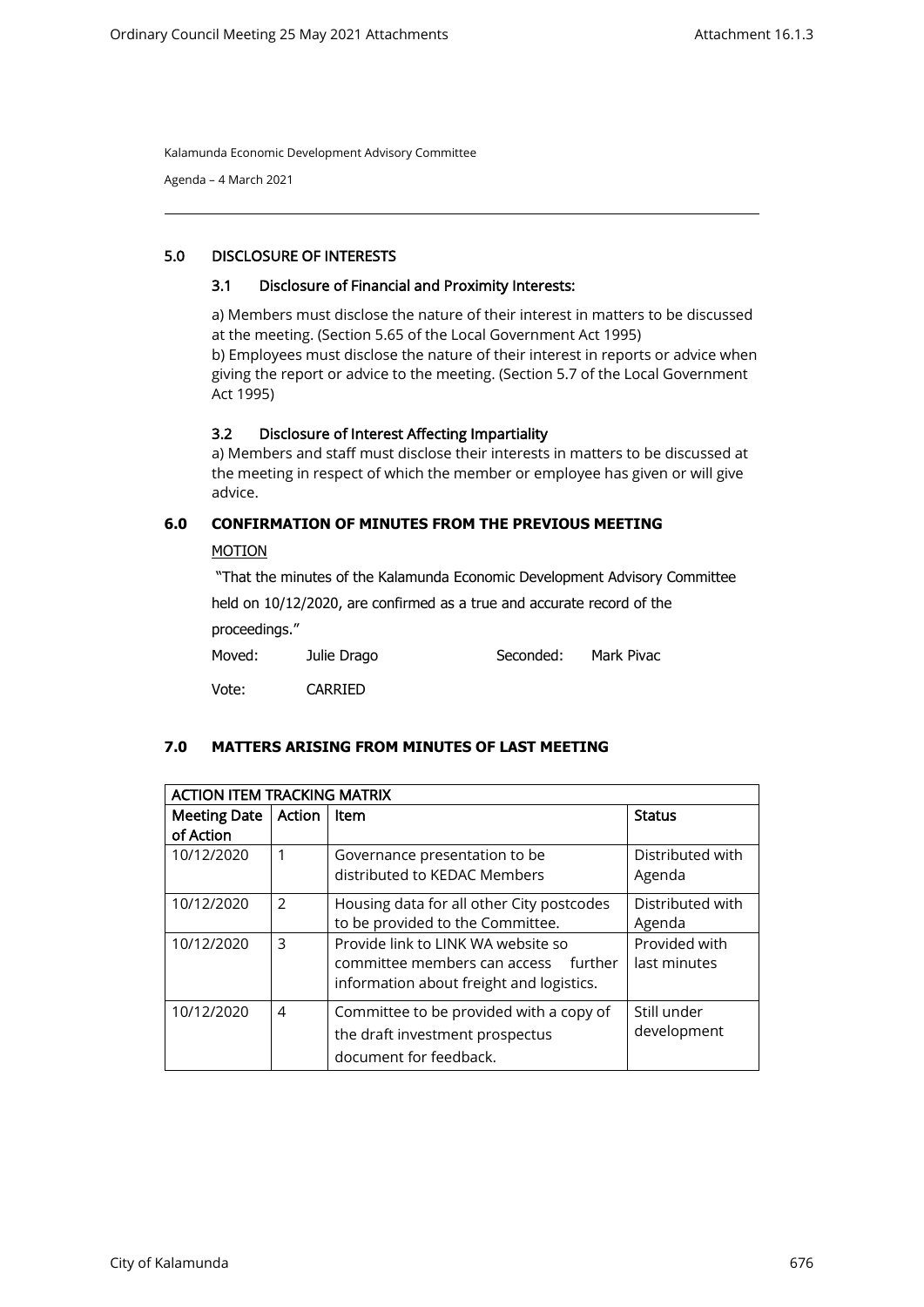Kalamunda Economic Development Advisory Committee

Agenda – 4 March 2021

## 5.0 DISCLOSURE OF INTERESTS

### 3.1 Disclosure of Financial and Proximity Interests:

a) Members must disclose the nature of their interest in matters to be discussed at the meeting. (Section 5.65 of the Local Government Act 1995)
b) Employees must disclose the nature of their interest in reports or advice when giving the report or advice to the meeting. (Section 5.7 of the Local Government Act 1995)

### 3.2 Disclosure of Interest Affecting Impartiality

a) Members and staff must disclose their interests in matters to be discussed at the meeting in respect of which the member or employee has given or will give advice.

## 6.0 CONFIRMATION OF MINUTES FROM THE PREVIOUS MEETING

MOTION

"That the minutes of the Kalamunda Economic Development Advisory Committee held on 10/12/2020, are confirmed as a true and accurate record of the proceedings."

Moved: Julie Drago Seconded: Mark Pivac

Vote: CARRIED

## 7.0 MATTERS ARISING FROM MINUTES OF LAST MEETING

| ACTION ITEM TRACKING MATRIX | | | |
|---|---|---|---|
| **Meeting Date of Action** | **Action** | **Item** | **Status** |
| 10/12/2020 | 1 | Governance presentation to be distributed to KEDAC Members | Distributed with Agenda |
| 10/12/2020 | 2 | Housing data for all other City postcodes to be provided to the Committee. | Distributed with Agenda |
| 10/12/2020 | 3 | Provide link to LINK WA website so committee members can access further information about freight and logistics. | Provided with last minutes |
| 10/12/2020 | 4 | Committee to be provided with a copy of the draft investment prospectus document for feedback. | Still under development |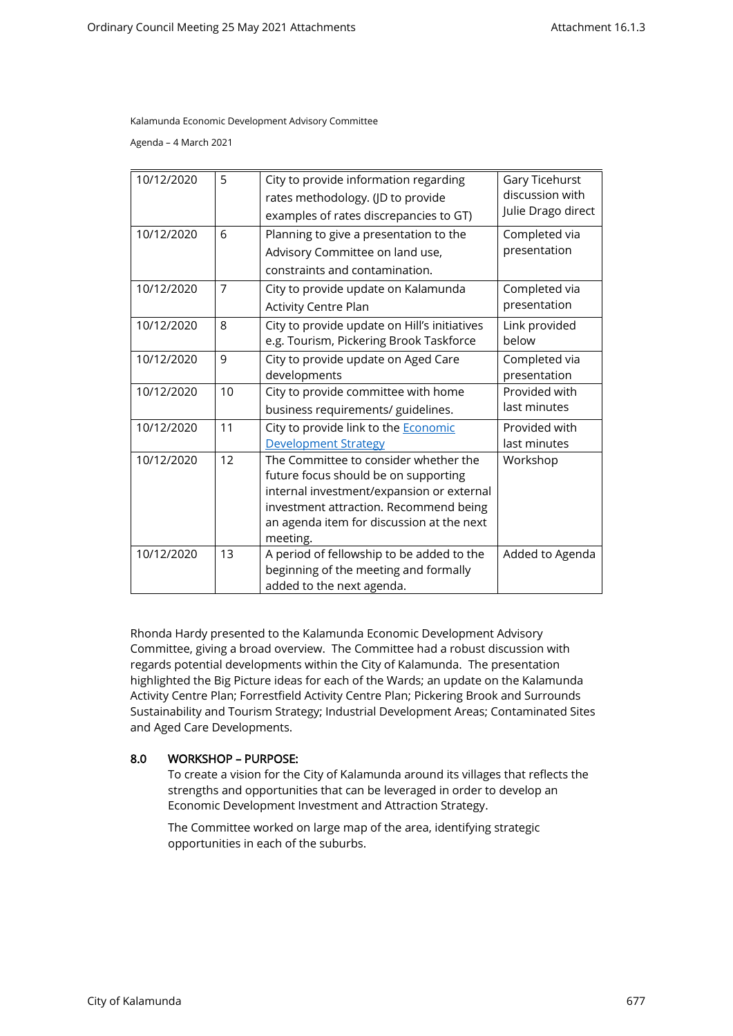Kalamunda Economic Development Advisory Committee

Agenda – 4 March 2021

| | | | |
|---|---|---|---|
| 10/12/2020 | 5 | City to provide information regarding rates methodology. (JD to provide examples of rates discrepancies to GT) | Gary Ticehurst discussion with Julie Drago direct |
| 10/12/2020 | 6 | Planning to give a presentation to the Advisory Committee on land use, constraints and contamination. | Completed via presentation |
| 10/12/2020 | 7 | City to provide update on Kalamunda Activity Centre Plan | Completed via presentation |
| 10/12/2020 | 8 | City to provide update on Hill's initiatives e.g. Tourism, Pickering Brook Taskforce | Link provided below |
| 10/12/2020 | 9 | City to provide update on Aged Care developments | Completed via presentation |
| 10/12/2020 | 10 | City to provide committee with home business requirements/ guidelines. | Provided with last minutes |
| 10/12/2020 | 11 | City to provide link to the Economic Development Strategy | Provided with last minutes |
| 10/12/2020 | 12 | The Committee to consider whether the future focus should be on supporting internal investment/expansion or external investment attraction. Recommend being an agenda item for discussion at the next meeting. | Workshop |
| 10/12/2020 | 13 | A period of fellowship to be added to the beginning of the meeting and formally added to the next agenda. | Added to Agenda |

Rhonda Hardy presented to the Kalamunda Economic Development Advisory Committee, giving a broad overview. The Committee had a robust discussion with regards potential developments within the City of Kalamunda. The presentation highlighted the Big Picture ideas for each of the Wards; an update on the Kalamunda Activity Centre Plan; Forrestfield Activity Centre Plan; Pickering Brook and Surrounds Sustainability and Tourism Strategy; Industrial Development Areas; Contaminated Sites and Aged Care Developments.

**8.0 WORKSHOP – PURPOSE:**

To create a vision for the City of Kalamunda around its villages that reflects the strengths and opportunities that can be leveraged in order to develop an Economic Development Investment and Attraction Strategy.

The Committee worked on large map of the area, identifying strategic opportunities in each of the suburbs.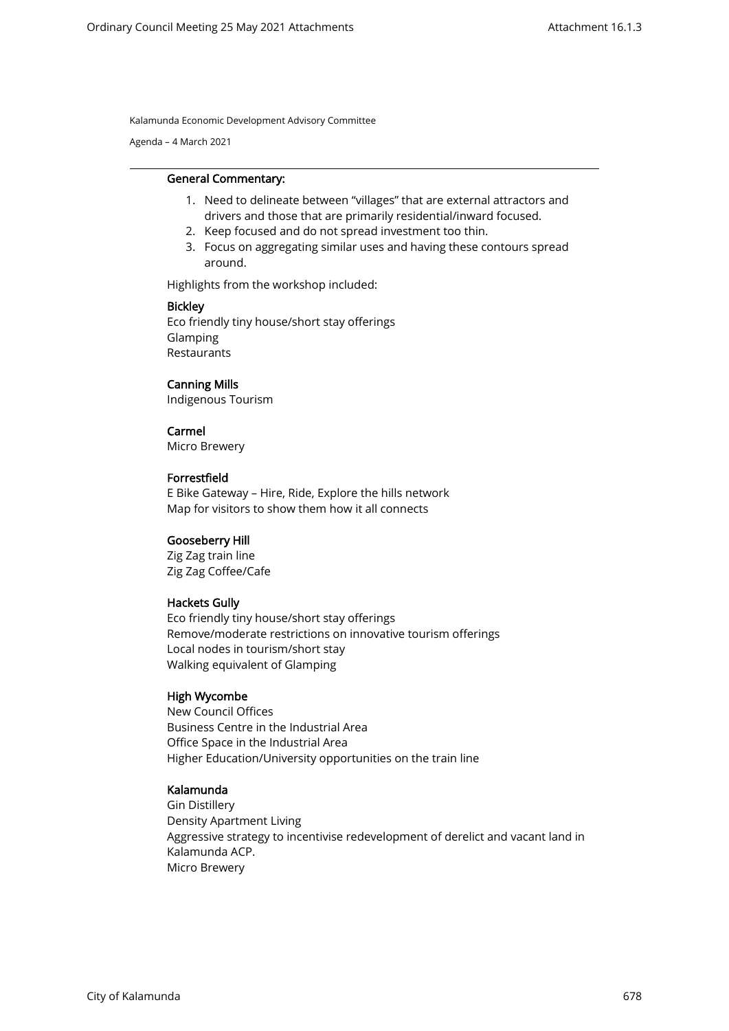Kalamunda Economic Development Advisory Committee

Agenda – 4 March 2021

**General Commentary:**

1. Need to delineate between "villages" that are external attractors and drivers and those that are primarily residential/inward focused.
2. Keep focused and do not spread investment too thin.
3. Focus on aggregating similar uses and having these contours spread around.

Highlights from the workshop included:

**Bickley**
Eco friendly tiny house/short stay offerings
Glamping
Restaurants

**Canning Mills**
Indigenous Tourism

**Carmel**
Micro Brewery

**Forrestfield**
E Bike Gateway – Hire, Ride, Explore the hills network
Map for visitors to show them how it all connects

**Gooseberry Hill**
Zig Zag train line
Zig Zag Coffee/Cafe

**Hackets Gully**
Eco friendly tiny house/short stay offerings
Remove/moderate restrictions on innovative tourism offerings
Local nodes in tourism/short stay
Walking equivalent of Glamping

**High Wycombe**
New Council Offices
Business Centre in the Industrial Area
Office Space in the Industrial Area
Higher Education/University opportunities on the train line

**Kalamunda**
Gin Distillery
Density Apartment Living
Aggressive strategy to incentivise redevelopment of derelict and vacant land in Kalamunda ACP.
Micro Brewery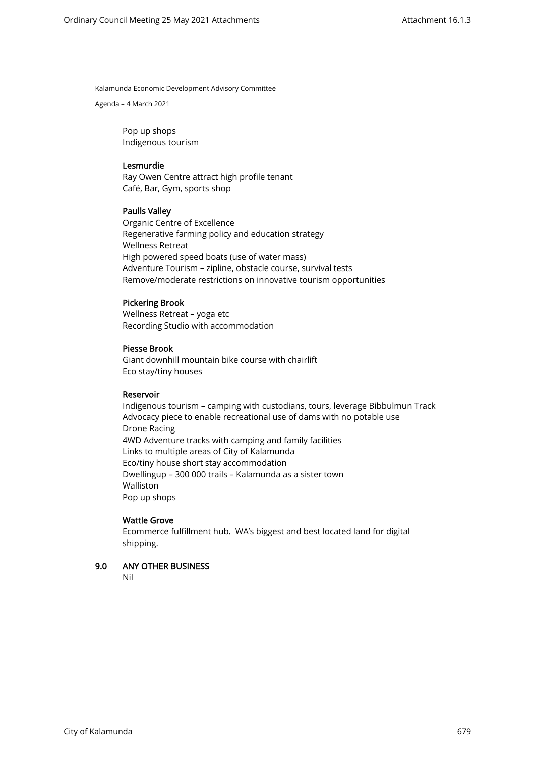Pop up shops
Indigenous tourism

**Lesmurdie**
Ray Owen Centre attract high profile tenant
Café, Bar, Gym, sports shop

**Paulls Valley**
Organic Centre of Excellence
Regenerative farming policy and education strategy
Wellness Retreat
High powered speed boats (use of water mass)
Adventure Tourism – zipline, obstacle course, survival tests
Remove/moderate restrictions on innovative tourism opportunities

**Pickering Brook**
Wellness Retreat – yoga etc
Recording Studio with accommodation

**Piesse Brook**
Giant downhill mountain bike course with chairlift
Eco stay/tiny houses

**Reservoir**
Indigenous tourism – camping with custodians, tours, leverage Bibbulmun Track
Advocacy piece to enable recreational use of dams with no potable use
Drone Racing
4WD Adventure tracks with camping and family facilities
Links to multiple areas of City of Kalamunda
Eco/tiny house short stay accommodation
Dwellingup – 300 000 trails – Kalamunda as a sister town
Walliston
Pop up shops

**Wattle Grove**
Ecommerce fulfillment hub. WA's biggest and best located land for digital shipping.

## 9.0 ANY OTHER BUSINESS

Nil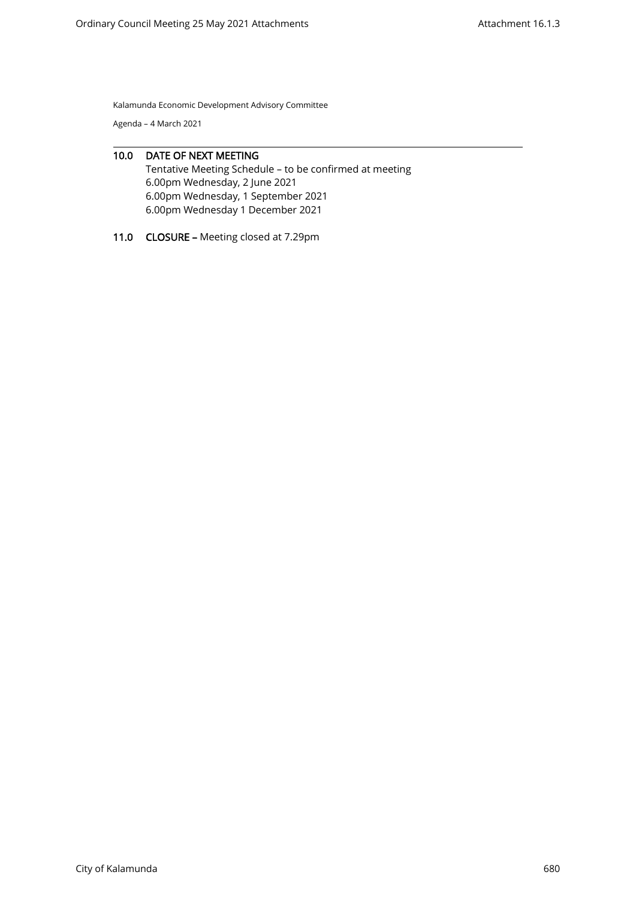Kalamunda Economic Development Advisory Committee

Agenda – 4 March 2021

## 10.0 DATE OF NEXT MEETING

Tentative Meeting Schedule – to be confirmed at meeting
6.00pm Wednesday, 2 June 2021
6.00pm Wednesday, 1 September 2021
6.00pm Wednesday 1 December 2021

## 11.0 CLOSURE – Meeting closed at 7.29pm